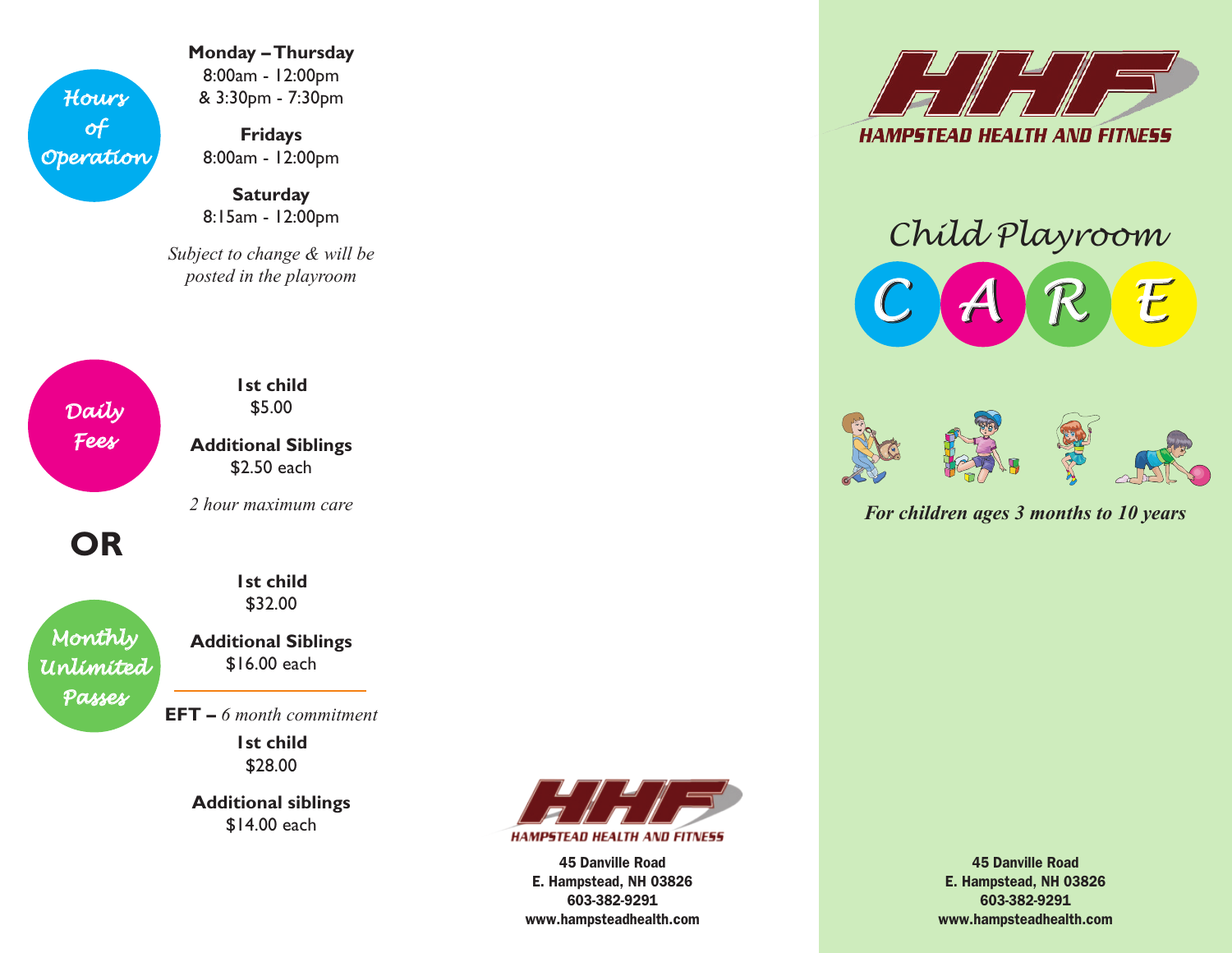## Hours of Operation

**Monday – Thursday**
8:00am - 12:00pm
& 3:30pm - 7:30pm

**Fridays**
8:00am - 12:00pm

**Saturday**
8:15am - 12:00pm

*Subject to change & will be posted in the playroom*

## Daily Fees

**1st child**
$5.00

**Additional Siblings**
$2.50 each

*2 hour maximum care*

**OR**

## Monthly Unlimited Passes

**1st child**
$32.00

**Additional Siblings**
$16.00 each

---

**EFT –** *6 month commitment*

**1st child**
$28.00

**Additional siblings**
$14.00 each

**HHF**
**HAMPSTEAD HEALTH AND FITNESS**

**45 Danville Road**
**E. Hampstead, NH 03826**
**603-382-9291**
**www.hampsteadhealth.com**

# HHF
## HAMPSTEAD HEALTH AND FITNESS

# Child Playroom
# C A R E

***For children ages 3 months to 10 years***

**45 Danville Road**
**E. Hampstead, NH 03826**
**603-382-9291**
**www.hampsteadhealth.com**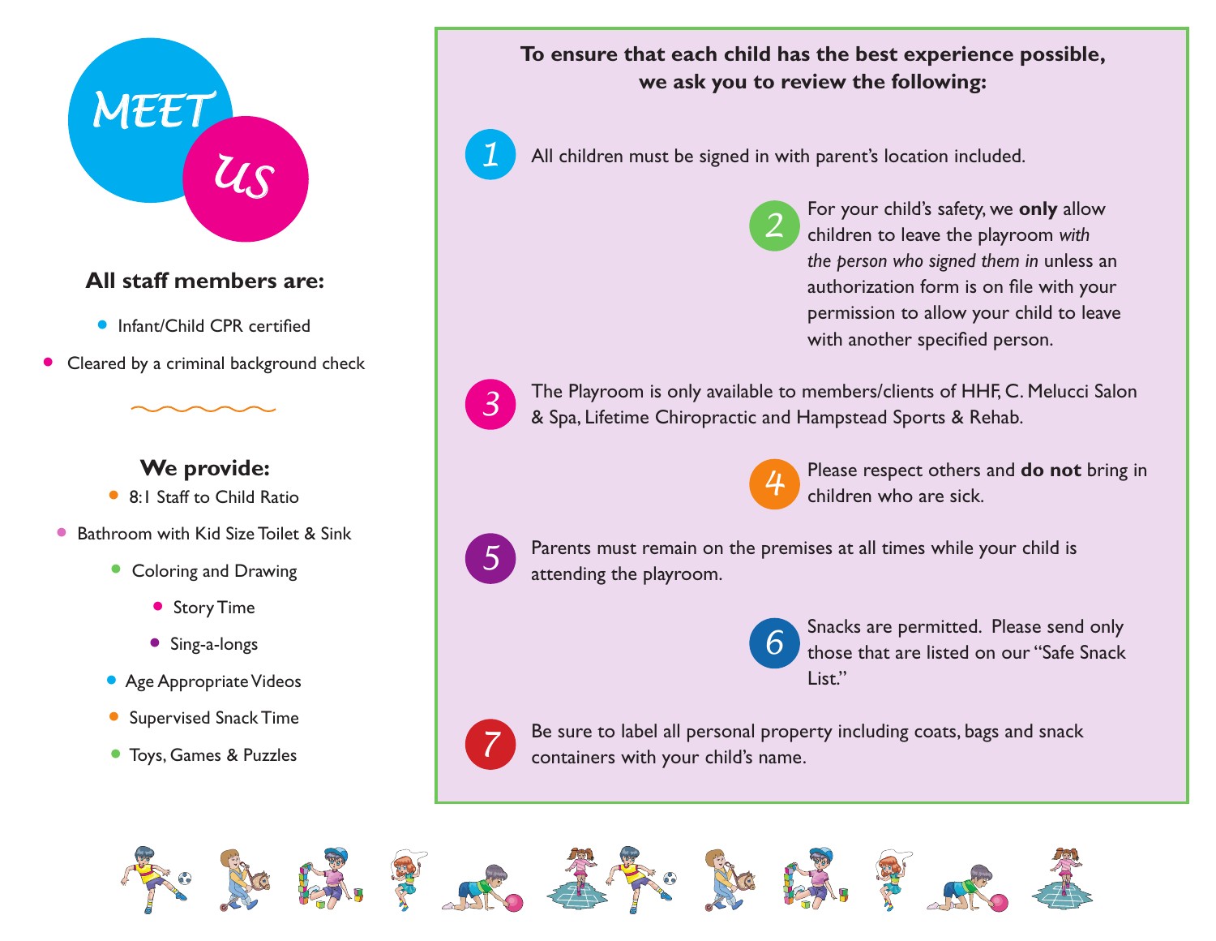# MEET US

## All staff members are:

- Infant/Child CPR certified
- Cleared by a criminal background check

## We provide:

- 8:1 Staff to Child Ratio
- Bathroom with Kid Size Toilet & Sink
- Coloring and Drawing
- Story Time
- Sing-a-longs
- Age Appropriate Videos
- Supervised Snack Time
- Toys, Games & Puzzles

**To ensure that each child has the best experience possible, we ask you to review the following:**

1. All children must be signed in with parent's location included.
2. For your child's safety, we **only** allow children to leave the playroom *with the person who signed them in* unless an authorization form is on file with your permission to allow your child to leave with another specified person.
3. The Playroom is only available to members/clients of HHF, C. Melucci Salon & Spa, Lifetime Chiropractic and Hampstead Sports & Rehab.
4. Please respect others and **do not** bring in children who are sick.
5. Parents must remain on the premises at all times while your child is attending the playroom.
6. Snacks are permitted. Please send only those that are listed on our "Safe Snack List."
7. Be sure to label all personal property including coats, bags and snack containers with your child's name.